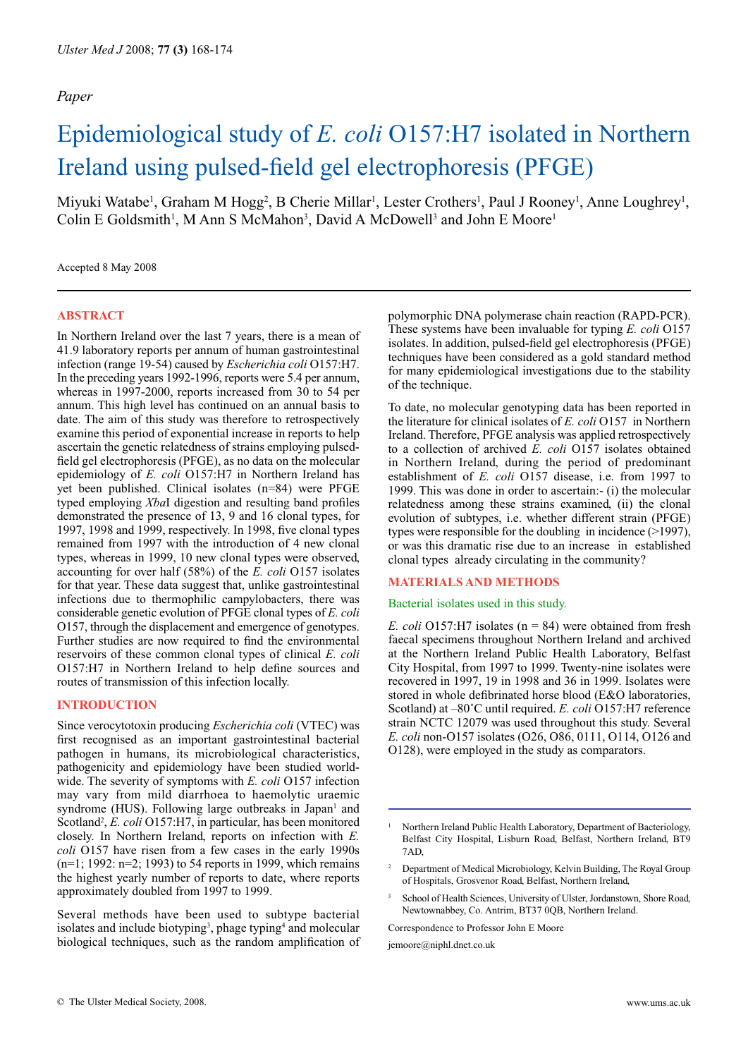*Paper*

# Epidemiological study of *E. coli* O157:H7 isolated in Northern Ireland using pulsed-field gel electrophoresis (PFGE)

Miyuki Watabe[1], Graham M Hogg[2], B Cherie Millar[1], Lester Crothers[1], Paul J Rooney[1], Anne Loughrey[1], Colin E Goldsmith[1], M Ann S McMahon[3], David A McDowell[3] and John E Moore[1]

Accepted 8 May 2008

## ABSTRACT

In Northern Ireland over the last 7 years, there is a mean of 41.9 laboratory reports per annum of human gastrointestinal infection (range 19-54) caused by *Escherichia coli* O157:H7. In the preceding years 1992-1996, reports were 5.4 per annum, whereas in 1997-2000, reports increased from 30 to 54 per annum. This high level has continued on an annual basis to date. The aim of this study was therefore to retrospectively examine this period of exponential increase in reports to help ascertain the genetic relatedness of strains employing pulsed-field gel electrophoresis (PFGE), as no data on the molecular epidemiology of *E. coli* O157:H7 in Northern Ireland has yet been published. Clinical isolates (n=84) were PFGE typed employing *Xba*I digestion and resulting band profiles demonstrated the presence of 13, 9 and 16 clonal types, for 1997, 1998 and 1999, respectively. In 1998, five clonal types remained from 1997 with the introduction of 4 new clonal types, whereas in 1999, 10 new clonal types were observed, accounting for over half (58%) of the *E. coli* O157 isolates for that year. These data suggest that, unlike gastrointestinal infections due to thermophilic campylobacters, there was considerable genetic evolution of PFGE clonal types of *E. coli* O157, through the displacement and emergence of genotypes. Further studies are now required to find the environmental reservoirs of these common clonal types of clinical *E. coli* O157:H7 in Northern Ireland to help define sources and routes of transmission of this infection locally.

## INTRODUCTION

Since verocytotoxin producing *Escherichia coli* (VTEC) was first recognised as an important gastrointestinal bacterial pathogen in humans, its microbiological characteristics, pathogenicity and epidemiology have been studied worldwide. The severity of symptoms with *E. coli* O157 infection may vary from mild diarrhoea to haemolytic uraemic syndrome (HUS). Following large outbreaks in Japan[1] and Scotland[2], *E. coli* O157:H7, in particular, has been monitored closely. In Northern Ireland, reports on infection with *E. coli* O157 have risen from a few cases in the early 1990s (n=1; 1992: n=2; 1993) to 54 reports in 1999, which remains the highest yearly number of reports to date, where reports approximately doubled from 1997 to 1999.

Several methods have been used to subtype bacterial isolates and include biotyping[3], phage typing[4] and molecular biological techniques, such as the random amplification of polymorphic DNA polymerase chain reaction (RAPD-PCR). These systems have been invaluable for typing *E. coli* O157 isolates. In addition, pulsed-field gel electrophoresis (PFGE) techniques have been considered as a gold standard method for many epidemiological investigations due to the stability of the technique.

To date, no molecular genotyping data has been reported in the literature for clinical isolates of *E. coli* O157 in Northern Ireland. Therefore, PFGE analysis was applied retrospectively to a collection of archived *E. coli* O157 isolates obtained in Northern Ireland, during the period of predominant establishment of *E. coli* O157 disease, i.e. from 1997 to 1999. This was done in order to ascertain:- (i) the molecular relatedness among these strains examined, (ii) the clonal evolution of subtypes, i.e. whether different strain (PFGE) types were responsible for the doubling in incidence (>1997), or was this dramatic rise due to an increase in established clonal types already circulating in the community?

## MATERIALS AND METHODS

### Bacterial isolates used in this study.

*E. coli* O157:H7 isolates (n = 84) were obtained from fresh faecal specimens throughout Northern Ireland and archived at the Northern Ireland Public Health Laboratory, Belfast City Hospital, from 1997 to 1999. Twenty-nine isolates were recovered in 1997, 19 in 1998 and 36 in 1999. Isolates were stored in whole defibrinated horse blood (E&O laboratories, Scotland) at –80˚C until required. *E. coli* O157:H7 reference strain NCTC 12079 was used throughout this study. Several *E. coli* non-O157 isolates (O26, O86, 0111, O114, O126 and O128), were employed in the study as comparators.

---

[1] Northern Ireland Public Health Laboratory, Department of Bacteriology, Belfast City Hospital, Lisburn Road, Belfast, Northern Ireland, BT9 7AD,

[2] Department of Medical Microbiology, Kelvin Building, The Royal Group of Hospitals, Grosvenor Road, Belfast, Northern Ireland,

[3] School of Health Sciences, University of Ulster, Jordanstown, Shore Road, Newtownabbey, Co. Antrim, BT37 0QB, Northern Ireland.

Correspondence to Professor John E Moore

jemoore@niphl.dnet.co.uk

© The Ulster Medical Society, 2008.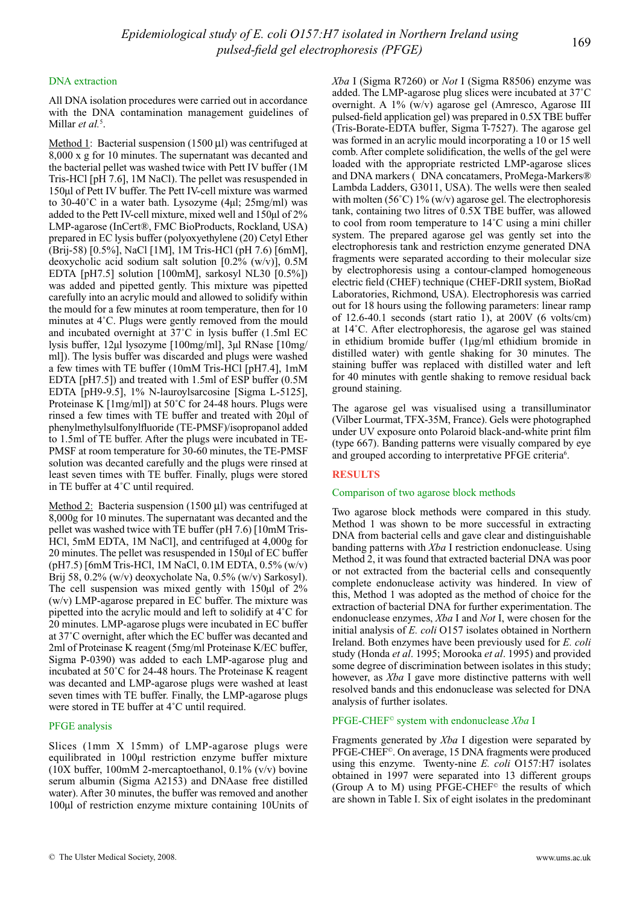### DNA extraction

All DNA isolation procedures were carried out in accordance with the DNA contamination management guidelines of Millar *et al.*[5].

Method 1: Bacterial suspension (1500 µl) was centrifuged at 8,000 x g for 10 minutes. The supernatant was decanted and the bacterial pellet was washed twice with Pett IV buffer (1M Tris-HCl [pH 7.6], 1M NaCl). The pellet was resuspended in 150µl of Pett IV buffer. The Pett IV-cell mixture was warmed to 30-40˚C in a water bath. Lysozyme (4µl; 25mg/ml) was added to the Pett IV-cell mixture, mixed well and 150µl of 2% LMP-agarose (InCert®, FMC BioProducts, Rockland, USA) prepared in EC lysis buffer (polyoxyethylene (20) Cetyl Ether (Brij-58) [0.5%], NaCl [1M], 1M Tris-HCl (pH 7.6) [6mM], deoxycholic acid sodium salt solution [0.2% (w/v)], 0.5M EDTA [pH7.5] solution [100mM], sarkosyl NL30 [0.5%]) was added and pipetted gently. This mixture was pipetted carefully into an acrylic mould and allowed to solidify within the mould for a few minutes at room temperature, then for 10 minutes at 4˚C. Plugs were gently removed from the mould and incubated overnight at 37˚C in lysis buffer (1.5ml EC lysis buffer, 12µl lysozyme [100mg/ml], 3µl RNase [10mg/ml]). The lysis buffer was discarded and plugs were washed a few times with TE buffer (10mM Tris-HCl [pH7.4], 1mM EDTA [pH7.5]) and treated with 1.5ml of ESP buffer (0.5M EDTA [pH9-9.5], 1% N-lauroylsarcosine [Sigma L-5125], Proteinase K [1mg/ml]) at 50˚C for 24-48 hours. Plugs were rinsed a few times with TE buffer and treated with 20µl of phenylmethylsulfonylfluoride (TE-PMSF)/isopropanol added to 1.5ml of TE buffer. After the plugs were incubated in TE-PMSF at room temperature for 30-60 minutes, the TE-PMSF solution was decanted carefully and the plugs were rinsed at least seven times with TE buffer. Finally, plugs were stored in TE buffer at 4˚C until required.

Method 2: Bacteria suspension (1500 µl) was centrifuged at 8,000g for 10 minutes. The supernatant was decanted and the pellet was washed twice with TE buffer (pH 7.6) [10mM Tris-HCl, 5mM EDTA, 1M NaCl], and centrifuged at 4,000g for 20 minutes. The pellet was resuspended in 150µl of EC buffer (pH7.5) [6mM Tris-HCl, 1M NaCl, 0.1M EDTA, 0.5% (w/v) Brij 58, 0.2% (w/v) deoxycholate Na, 0.5% (w/v) Sarkosyl). The cell suspension was mixed gently with 150µl of 2% (w/v) LMP-agarose prepared in EC buffer. The mixture was pipetted into the acrylic mould and left to solidify at 4˚C for 20 minutes. LMP-agarose plugs were incubated in EC buffer at 37˚C overnight, after which the EC buffer was decanted and 2ml of Proteinase K reagent (5mg/ml Proteinase K/EC buffer, Sigma P-0390) was added to each LMP-agarose plug and incubated at 50˚C for 24-48 hours. The Proteinase K reagent was decanted and LMP-agarose plugs were washed at least seven times with TE buffer. Finally, the LMP-agarose plugs were stored in TE buffer at 4˚C until required.

### PFGE analysis

Slices (1mm X 15mm) of LMP-agarose plugs were equilibrated in 100µl restriction enzyme buffer mixture (10X buffer, 100mM 2-mercaptoethanol, 0.1% (v/v) bovine serum albumin (Sigma A2153) and DNAase free distilled water). After 30 minutes, the buffer was removed and another 100µl of restriction enzyme mixture containing 10Units of *Xba* I (Sigma R7260) or *Not* I (Sigma R8506) enzyme was added. The LMP-agarose plug slices were incubated at 37˚C overnight. A 1% (w/v) agarose gel (Amresco, Agarose III pulsed-field application gel) was prepared in 0.5X TBE buffer (Tris-Borate-EDTA buffer, Sigma T-7527). The agarose gel was formed in an acrylic mould incorporating a 10 or 15 well comb. After complete solidification, the wells of the gel were loaded with the appropriate restricted LMP-agarose slices and DNA markers ( DNA concatamers, ProMega-Markers® Lambda Ladders, G3011, USA). The wells were then sealed with molten (56˚C) 1% (w/v) agarose gel. The electrophoresis tank, containing two litres of 0.5X TBE buffer, was allowed to cool from room temperature to 14˚C using a mini chiller system. The prepared agarose gel was gently set into the electrophoresis tank and restriction enzyme generated DNA fragments were separated according to their molecular size by electrophoresis using a contour-clamped homogeneous electric field (CHEF) technique (CHEF-DRII system, BioRad Laboratories, Richmond, USA). Electrophoresis was carried out for 18 hours using the following parameters: linear ramp of 12.6-40.1 seconds (start ratio 1), at 200V (6 volts/cm) at 14˚C. After electrophoresis, the agarose gel was stained in ethidium bromide buffer (1µg/ml ethidium bromide in distilled water) with gentle shaking for 30 minutes. The staining buffer was replaced with distilled water and left for 40 minutes with gentle shaking to remove residual back ground staining.

The agarose gel was visualised using a transillumінator (Vilber Lourmat, TFX-35M, France). Gels were photographed under UV exposure onto Polaroid black-and-white print film (type 667). Banding patterns were visually compared by eye and grouped according to interpretative PFGE criteria[6].

## RESULTS

### Comparison of two agarose block methods

Two agarose block methods were compared in this study. Method 1 was shown to be more successful in extracting DNA from bacterial cells and gave clear and distinguishable banding patterns with *Xba* I restriction endonuclease. Using Method 2, it was found that extracted bacterial DNA was poor or not extracted from the bacterial cells and consequently complete endonuclease activity was hindered. In view of this, Method 1 was adopted as the method of choice for the extraction of bacterial DNA for further experimentation. The endonuclease enzymes, *Xba* I and *Not* I, were chosen for the initial analysis of *E. coli* O157 isolates obtained in Northern Ireland. Both enzymes have been previously used for *E. coli* study (Honda *et al*. 1995; Morooka *et al*. 1995) and provided some degree of discrimination between isolates in this study; however, as *Xba* I gave more distinctive patterns with well resolved bands and this endonuclease was selected for DNA analysis of further isolates.

### PFGE-CHEF© system with endonuclease *Xba* I

Fragments generated by *Xba* I digestion were separated by PFGE-CHEF©. On average, 15 DNA fragments were produced using this enzyme. Twenty-nine *E. coli* O157:H7 isolates obtained in 1997 were separated into 13 different groups (Group A to M) using PFGE-CHEF© the results of which are shown in Table I. Six of eight isolates in the predominant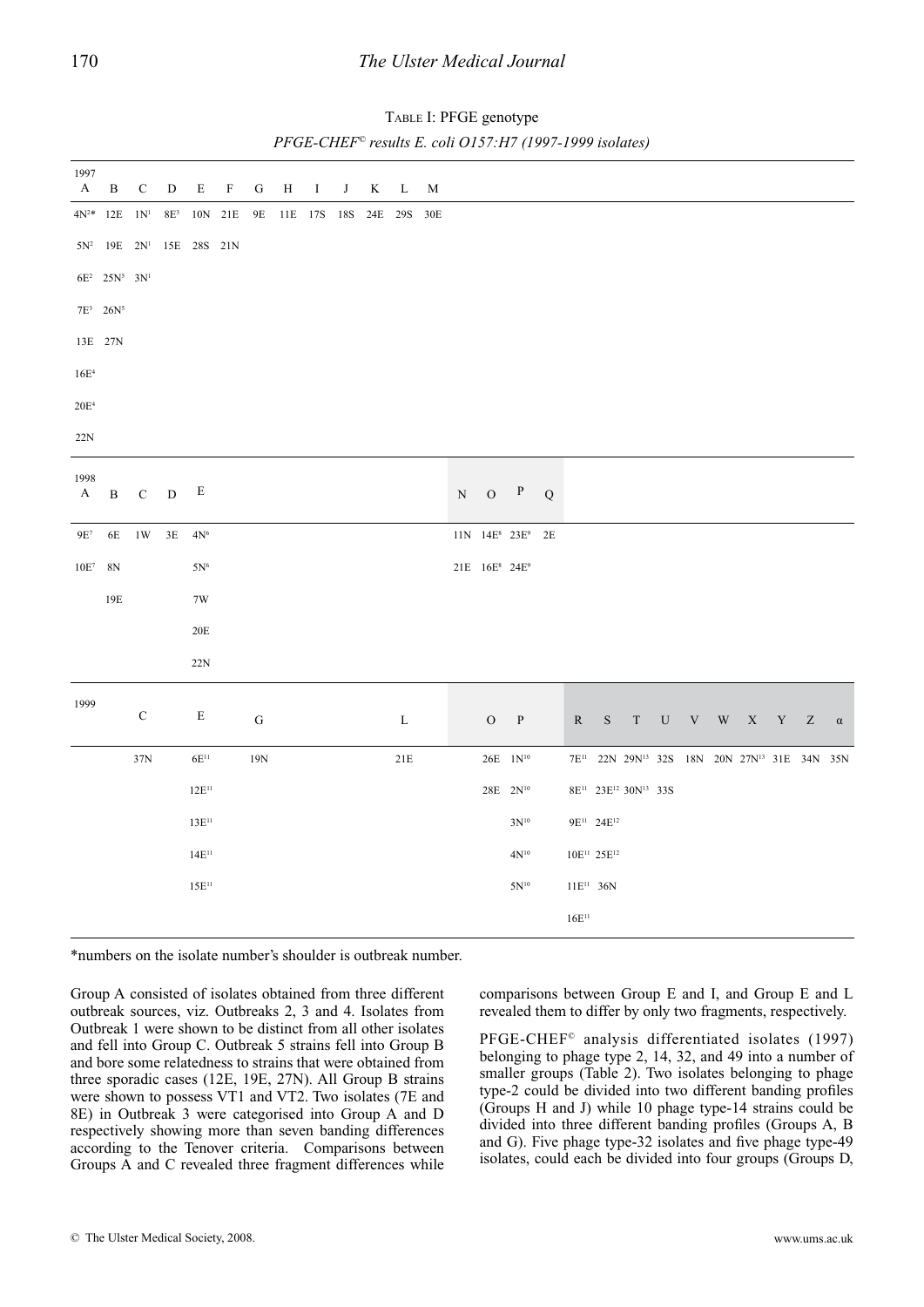TABLE I: PFGE genotype

*PFGE-CHEF© results E. coli O157:H7 (1997-1999 isolates)*

| Year | A | B | C | D | E | F | G | H | I | J | K | L | M | N | O | P | Q | R | S | T | U | V | W | X | Y | Z | α |
|---|---|---|---|---|---|---|---|---|---|---|---|---|---|---|---|---|---|---|---|---|---|---|---|---|---|---|---|
| 1997 | 4N[2]* | 12E | 1N[1] | 8E[3] | 10N | 21E | 9E | 11E | 17S | 18S | 24E | 29S | 30E | | | | | | | | | | | | | | |
| | 5N[2] | 19E | 2N[1] | 15E | 28S | 21N | | | | | | | | | | | | | | | | | | | | | |
| | 6E[2] | 25N[5] | 3N[1] | | | | | | | | | | | | | | | | | | | | | | | | |
| | 7E[3] | 26N[5] | | | | | | | | | | | | | | | | | | | | | | | | | |
| | 13E | 27N | | | | | | | | | | | | | | | | | | | | | | | | | |
| | 16E[4] | | | | | | | | | | | | | | | | | | | | | | | | | | |
| | 20E[4] | | | | | | | | | | | | | | | | | | | | | | | | | | |
| | 22N | | | | | | | | | | | | | | | | | | | | | | | | | | |
| 1998 | 9E[7] | 6E | 1W | 3E | 4N[6] | | | | | | | | | 11N | 14E[8] | 23E[9] | 2E | | | | | | | | | | |
| | 10E[7] | 8N | | | 5N[6] | | | | | | | | | 21E | 16E[8] | 24E[9] | | | | | | | | | | | |
| | | 19E | | | 7W | | | | | | | | | | | | | | | | | | | | | | |
| | | | | | 20E | | | | | | | | | | | | | | | | | | | | | | |
| | | | | | 22N | | | | | | | | | | | | | | | | | | | | | | |
| 1999 | | | 37N | | 6E[11] | | 19N | | | | | 21E | | | 26E | 1N[10] | | 7E[11] | 22N | 29N[13] | 32S | 18N | 20N | 27N[13] | 31E | 34N | 35N |
| | | | | | 12E[11] | | | | | | | | | | 28E | 2N[10] | | 8E[11] | 23E[12] | 30N[13] | 33S | | | | | | |
| | | | | | 13E[11] | | | | | | | | | | | 3N[10] | | 9E[11] | 24E[12] | | | | | | | | |
| | | | | | 14E[11] | | | | | | | | | | | 4N[10] | | 10E[11] | 25E[12] | | | | | | | | |
| | | | | | 15E[11] | | | | | | | | | | | 5N[10] | | 11E[11] | 36N | | | | | | | | |
| | | | | | | | | | | | | | | | | | | 16E[11] | | | | | | | | | |

*numbers on the isolate number's shoulder is outbreak number.

Group A consisted of isolates obtained from three different outbreak sources, viz. Outbreaks 2, 3 and 4. Isolates from Outbreak 1 were shown to be distinct from all other isolates and fell into Group C. Outbreak 5 strains fell into Group B and bore some relatedness to strains that were obtained from three sporadic cases (12E, 19E, 27N). All Group B strains were shown to possess VT1 and VT2. Two isolates (7E and 8E) in Outbreak 3 were categorised into Group A and D respectively showing more than seven banding differences according to the Tenover criteria. Comparisons between Groups A and C revealed three fragment differences while comparisons between Group E and I, and Group E and L revealed them to differ by only two fragments, respectively.

PFGE-CHEF© analysis differentiated isolates (1997) belonging to phage type 2, 14, 32, and 49 into a number of smaller groups (Table 2). Two isolates belonging to phage type-2 could be divided into two different banding profiles (Groups H and J) while 10 phage type-14 strains could be divided into three different banding profiles (Groups A, B and G). Five phage type-32 isolates and five phage type-49 isolates, could each be divided into four groups (Groups D,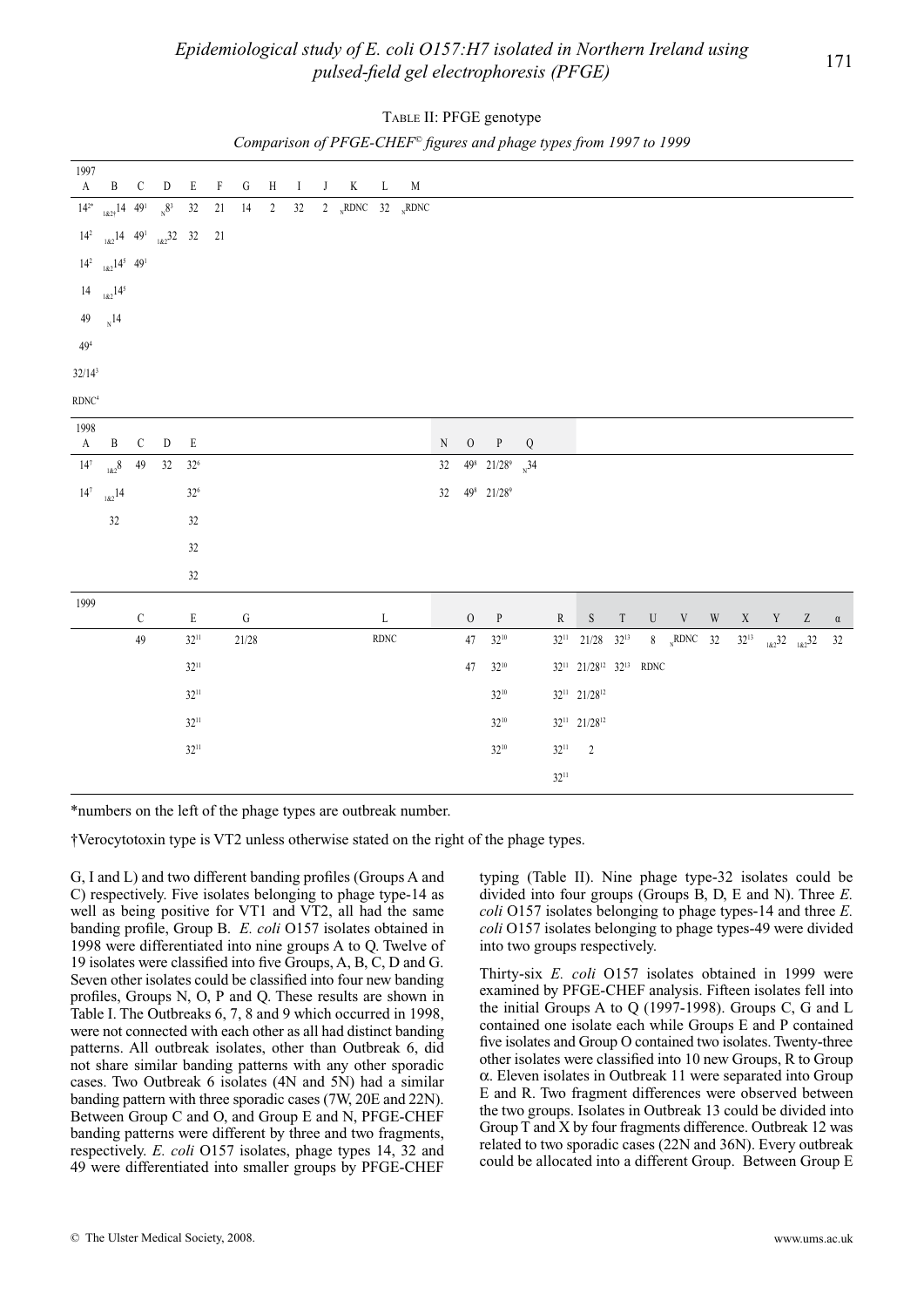Table II: PFGE genotype

*Comparison of PFGE-CHEF© figures and phage types from 1997 to 1999*

| Year | A | B | C | D | E | F | G | H | I | J | K | L | M | N | O | P | Q | R | S | T | U | V | W | X | Y | Z | α |
|---|---|---|---|---|---|---|---|---|---|---|---|---|---|---|---|---|---|---|---|---|---|---|---|---|---|---|---|
| 1997 | 14[2]* | $_{1\&2†}$14 | 49[1] | $_N$8[3] | 32 | 21 | 14 | 2 | 32 | 2 | $_N$RDNC | 32 | $_N$RDNC | | | | | | | | | | | | | | |
| | 14[2] | $_{1\&2}$14 | 49[1] | $_{1\&2}$32 | 32 | 21 | | | | | | | | | | | | | | | | | | | | | |
| | 14[2] | $_{1\&2}$14[5] | 49[1] | | | | | | | | | | | | | | | | | | | | | | | | |
| | 14 | $_{1\&2}$14[5] | | | | | | | | | | | | | | | | | | | | | | | | | |
| | 49 | $_N$14 | | | | | | | | | | | | | | | | | | | | | | | | | |
| | 49[4] | | | | | | | | | | | | | | | | | | | | | | | | | | |
| | 32/14[3] | | | | | | | | | | | | | | | | | | | | | | | | | | |
| | RDNC[4] | | | | | | | | | | | | | | | | | | | | | | | | | | |
| 1998 | 14[7] | $_{1\&2}$8 | 49 | 32 | 32[6] | | | | | | | | | 32 | 49[8] | 21/28[9] | $_N$34 | | | | | | | | | | |
| | 14[7] | $_{1\&2}$14 | | | 32[6] | | | | | | | | | 32 | 49[8] | 21/28[9] | | | | | | | | | | | |
| | | 32 | | | 32 | | | | | | | | | | | | | | | | | | | | | | |
| | | | | | 32 | | | | | | | | | | | | | | | | | | | | | | |
| | | | | | 32 | | | | | | | | | | | | | | | | | | | | | | |
| 1999 | | | 49 | | 32[11] | | 21/28 | | | | | RDNC | | | 47 | 32[10] | | 32[11] | 21/28 | 32[13] | 8 | $_N$RDNC | 32 | 32[13] | $_{1\&2}$32 | $_{1\&2}$32 | 32 |
| | | | | | 32[11] | | | | | | | | | | 47 | 32[10] | | 32[11] | 21/28[12] | 32[13] | RDNC | | | | | | |
| | | | | | 32[11] | | | | | | | | | | | 32[10] | | 32[11] | 21/28[12] | | | | | | | | |
| | | | | | 32[11] | | | | | | | | | | | 32[10] | | 32[11] | 21/28[12] | | | | | | | | |
| | | | | | 32[11] | | | | | | | | | | | 32[10] | | 32[11] | 2 | | | | | | | | |
| | | | | | | | | | | | | | | | | | | 32[11] | | | | | | | | | |

*numbers on the left of the phage types are outbreak number.

†Verocytotoxin type is VT2 unless otherwise stated on the right of the phage types.

G, I and L) and two different banding profiles (Groups A and C) respectively. Five isolates belonging to phage type-14 as well as being positive for VT1 and VT2, all had the same banding profile, Group B. *E. coli* O157 isolates obtained in 1998 were differentiated into nine groups A to Q. Twelve of 19 isolates were classified into five Groups, A, B, C, D and G. Seven other isolates could be classified into four new banding profiles, Groups N, O, P and Q. These results are shown in Table I. The Outbreaks 6, 7, 8 and 9 which occurred in 1998, were not connected with each other as all had distinct banding patterns. All outbreak isolates, other than Outbreak 6, did not share similar banding patterns with any other sporadic cases. Two Outbreak 6 isolates (4N and 5N) had a similar banding pattern with three sporadic cases (7W, 20E and 22N). Between Group C and O, and Group E and N, PFGE-CHEF banding patterns were different by three and two fragments, respectively. *E. coli* O157 isolates, phage types 14, 32 and 49 were differentiated into smaller groups by PFGE-CHEF typing (Table II). Nine phage type-32 isolates could be divided into four groups (Groups B, D, E and N). Three *E. coli* O157 isolates belonging to phage types-14 and three *E. coli* O157 isolates belonging to phage types-49 were divided into two groups respectively.

Thirty-six *E. coli* O157 isolates obtained in 1999 were examined by PFGE-CHEF analysis. Fifteen isolates fell into the initial Groups A to Q (1997-1998). Groups C, G and L contained one isolate each while Groups E and P contained five isolates and Group O contained two isolates. Twenty-three other isolates were classified into 10 new Groups, R to Group α. Eleven isolates in Outbreak 11 were separated into Group E and R. Two fragment differences were observed between the two groups. Isolates in Outbreak 13 could be divided into Group T and X by four fragments difference. Outbreak 12 was related to two sporadic cases (22N and 36N). Every outbreak could be allocated into a different Group. Between Group E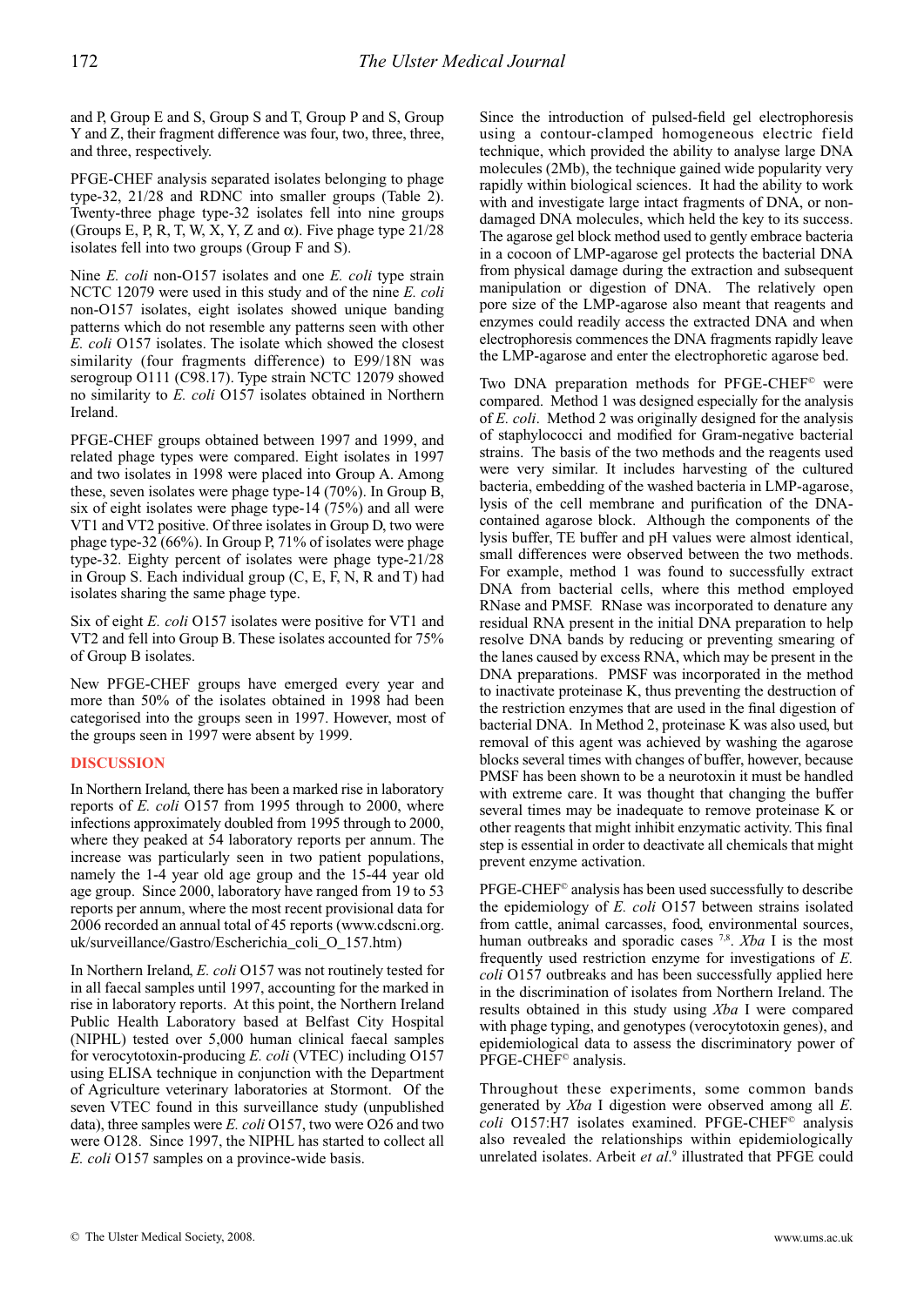and P, Group E and S, Group S and T, Group P and S, Group Y and Z, their fragment difference was four, two, three, three, and three, respectively.

PFGE-CHEF analysis separated isolates belonging to phage type-32, 21/28 and RDNC into smaller groups (Table 2). Twenty-three phage type-32 isolates fell into nine groups (Groups E, P, R, T, W, X, Y, Z and α). Five phage type 21/28 isolates fell into two groups (Group F and S).

Nine *E. coli* non-O157 isolates and one *E. coli* type strain NCTC 12079 were used in this study and of the nine *E. coli* non-O157 isolates, eight isolates showed unique banding patterns which do not resemble any patterns seen with other *E. coli* O157 isolates. The isolate which showed the closest similarity (four fragments difference) to E99/18N was serogroup O111 (C98.17). Type strain NCTC 12079 showed no similarity to *E. coli* O157 isolates obtained in Northern Ireland.

PFGE-CHEF groups obtained between 1997 and 1999, and related phage types were compared. Eight isolates in 1997 and two isolates in 1998 were placed into Group A. Among these, seven isolates were phage type-14 (70%). In Group B, six of eight isolates were phage type-14 (75%) and all were VT1 and VT2 positive. Of three isolates in Group D, two were phage type-32 (66%). In Group P, 71% of isolates were phage type-32. Eighty percent of isolates were phage type-21/28 in Group S. Each individual group (C, E, F, N, R and T) had isolates sharing the same phage type.

Six of eight *E. coli* O157 isolates were positive for VT1 and VT2 and fell into Group B. These isolates accounted for 75% of Group B isolates.

New PFGE-CHEF groups have emerged every year and more than 50% of the isolates obtained in 1998 had been categorised into the groups seen in 1997. However, most of the groups seen in 1997 were absent by 1999.

## DISCUSSION

In Northern Ireland, there has been a marked rise in laboratory reports of *E. coli* O157 from 1995 through to 2000, where infections approximately doubled from 1995 through to 2000, where they peaked at 54 laboratory reports per annum. The increase was particularly seen in two patient populations, namely the 1-4 year old age group and the 15-44 year old age group. Since 2000, laboratory have ranged from 19 to 53 reports per annum, where the most recent provisional data for 2006 recorded an annual total of 45 reports (www.cdscni.org.uk/surveillance/Gastro/Escherichia_coli_O_157.htm)

In Northern Ireland, *E. coli* O157 was not routinely tested for in all faecal samples until 1997, accounting for the marked in rise in laboratory reports. At this point, the Northern Ireland Public Health Laboratory based at Belfast City Hospital (NIPHL) tested over 5,000 human clinical faecal samples for verocytotoxin-producing *E. coli* (VTEC) including O157 using ELISA technique in conjunction with the Department of Agriculture veterinary laboratories at Stormont. Of the seven VTEC found in this surveillance study (unpublished data), three samples were *E. coli* O157, two were O26 and two were O128. Since 1997, the NIPHL has started to collect all *E. coli* O157 samples on a province-wide basis.

Since the introduction of pulsed-field gel electrophoresis using a contour-clamped homogeneous electric field technique, which provided the ability to analyse large DNA molecules (2Mb), the technique gained wide popularity very rapidly within biological sciences. It had the ability to work with and investigate large intact fragments of DNA, or non-damaged DNA molecules, which held the key to its success. The agarose gel block method used to gently embrace bacteria in a cocoon of LMP-agarose gel protects the bacterial DNA from physical damage during the extraction and subsequent manipulation or digestion of DNA. The relatively open pore size of the LMP-agarose also meant that reagents and enzymes could readily access the extracted DNA and when electrophoresis commences the DNA fragments rapidly leave the LMP-agarose and enter the electrophoretic agarose bed.

Two DNA preparation methods for PFGE-CHEF© were compared. Method 1 was designed especially for the analysis of *E. coli*. Method 2 was originally designed for the analysis of staphylococci and modified for Gram-negative bacterial strains. The basis of the two methods and the reagents used were very similar. It includes harvesting of the cultured bacteria, embedding of the washed bacteria in LMP-agarose, lysis of the cell membrane and purification of the DNA-contained agarose block. Although the components of the lysis buffer, TE buffer and pH values were almost identical, small differences were observed between the two methods. For example, method 1 was found to successfully extract DNA from bacterial cells, where this method employed RNase and PMSF. RNase was incorporated to denature any residual RNA present in the initial DNA preparation to help resolve DNA bands by reducing or preventing smearing of the lanes caused by excess RNA, which may be present in the DNA preparations. PMSF was incorporated in the method to inactivate proteinase K, thus preventing the destruction of the restriction enzymes that are used in the final digestion of bacterial DNA. In Method 2, proteinase K was also used, but removal of this agent was achieved by washing the agarose blocks several times with changes of buffer, however, because PMSF has been shown to be a neurotoxin it must be handled with extreme care. It was thought that changing the buffer several times may be inadequate to remove proteinase K or other reagents that might inhibit enzymatic activity. This final step is essential in order to deactivate all chemicals that might prevent enzyme activation.

PFGE-CHEF© analysis has been used successfully to describe the epidemiology of *E. coli* O157 between strains isolated from cattle, animal carcasses, food, environmental sources, human outbreaks and sporadic cases [7,8]. *Xba* I is the most frequently used restriction enzyme for investigations of *E. coli* O157 outbreaks and has been successfully applied here in the discrimination of isolates from Northern Ireland. The results obtained in this study using *Xba* I were compared with phage typing, and genotypes (verocytotoxin genes), and epidemiological data to assess the discriminatory power of PFGE-CHEF© analysis.

Throughout these experiments, some common bands generated by *Xba* I digestion were observed among all *E. coli* O157:H7 isolates examined. PFGE-CHEF© analysis also revealed the relationships within epidemiologically unrelated isolates. Arbeit *et al*.[9] illustrated that PFGE could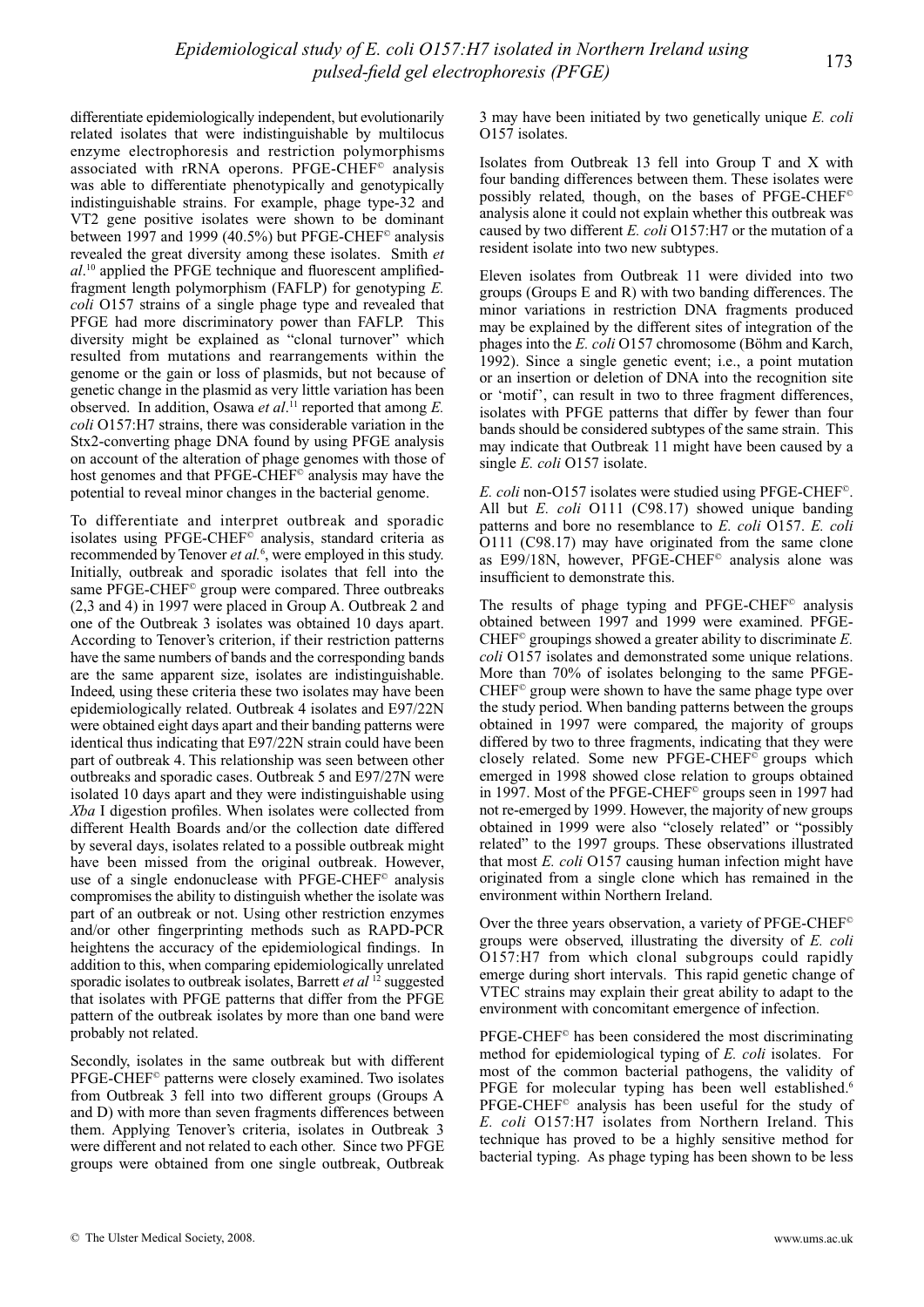differentiate epidemiologically independent, but evolutionarily related isolates that were indistinguishable by multilocus enzyme electrophoresis and restriction polymorphisms associated with rRNA operons. PFGE-CHEF© analysis was able to differentiate phenotypically and genotypically indistinguishable strains. For example, phage type-32 and VT2 gene positive isolates were shown to be dominant between 1997 and 1999 (40.5%) but PFGE-CHEF© analysis revealed the great diversity among these isolates. Smith *et al*.[10] applied the PFGE technique and fluorescent amplified-fragment length polymorphism (FAFLP) for genotyping *E. coli* O157 strains of a single phage type and revealed that PFGE had more discriminatory power than FAFLP. This diversity might be explained as "clonal turnover" which resulted from mutations and rearrangements within the genome or the gain or loss of plasmids, but not because of genetic change in the plasmid as very little variation has been observed. In addition, Osawa *et al*.[11] reported that among *E. coli* O157:H7 strains, there was considerable variation in the Stx2-converting phage DNA found by using PFGE analysis on account of the alteration of phage genomes with those of host genomes and that PFGE-CHEF© analysis may have the potential to reveal minor changes in the bacterial genome.

To differentiate and interpret outbreak and sporadic isolates using PFGE-CHEF© analysis, standard criteria as recommended by Tenover *et al*.[6], were employed in this study. Initially, outbreak and sporadic isolates that fell into the same PFGE-CHEF© group were compared. Three outbreaks (2,3 and 4) in 1997 were placed in Group A. Outbreak 2 and one of the Outbreak 3 isolates was obtained 10 days apart. According to Tenover's criterion, if their restriction patterns have the same numbers of bands and the corresponding bands are the same apparent size, isolates are indistinguishable. Indeed, using these criteria these two isolates may have been epidemiologically related. Outbreak 4 isolates and E97/22N were obtained eight days apart and their banding patterns were identical thus indicating that E97/22N strain could have been part of outbreak 4. This relationship was seen between other outbreaks and sporadic cases. Outbreak 5 and E97/27N were isolated 10 days apart and they were indistinguishable using *Xba* I digestion profiles. When isolates were collected from different Health Boards and/or the collection date differed by several days, isolates related to a possible outbreak might have been missed from the original outbreak. However, use of a single endonuclease with PFGE-CHEF© analysis compromises the ability to distinguish whether the isolate was part of an outbreak or not. Using other restriction enzymes and/or other fingerprinting methods such as RAPD-PCR heightens the accuracy of the epidemiological findings. In addition to this, when comparing epidemiologically unrelated sporadic isolates to outbreak isolates, Barrett *et al*[12] suggested that isolates with PFGE patterns that differ from the PFGE pattern of the outbreak isolates by more than one band were probably not related.

Secondly, isolates in the same outbreak but with different PFGE-CHEF© patterns were closely examined. Two isolates from Outbreak 3 fell into two different groups (Groups A and D) with more than seven fragments differences between them. Applying Tenover's criteria, isolates in Outbreak 3 were different and not related to each other. Since two PFGE groups were obtained from one single outbreak, Outbreak 3 may have been initiated by two genetically unique *E. coli* O157 isolates.

Isolates from Outbreak 13 fell into Group T and X with four banding differences between them. These isolates were possibly related, though, on the bases of PFGE-CHEF© analysis alone it could not explain whether this outbreak was caused by two different *E. coli* O157:H7 or the mutation of a resident isolate into two new subtypes.

Eleven isolates from Outbreak 11 were divided into two groups (Groups E and R) with two banding differences. The minor variations in restriction DNA fragments produced may be explained by the different sites of integration of the phages into the *E. coli* O157 chromosome (Böhm and Karch, 1992). Since a single genetic event; i.e., a point mutation or an insertion or deletion of DNA into the recognition site or 'motif', can result in two to three fragment differences, isolates with PFGE patterns that differ by fewer than four bands should be considered subtypes of the same strain. This may indicate that Outbreak 11 might have been caused by a single *E. coli* O157 isolate.

*E. coli* non-O157 isolates were studied using PFGE-CHEF©. All but *E. coli* O111 (C98.17) showed unique banding patterns and bore no resemblance to *E. coli* O157. *E. coli* O111 (C98.17) may have originated from the same clone as E99/18N, however, PFGE-CHEF© analysis alone was insufficient to demonstrate this.

The results of phage typing and PFGE-CHEF© analysis obtained between 1997 and 1999 were examined. PFGE-CHEF© groupings showed a greater ability to discriminate *E. coli* O157 isolates and demonstrated some unique relations. More than 70% of isolates belonging to the same PFGE-CHEF© group were shown to have the same phage type over the study period. When banding patterns between the groups obtained in 1997 were compared, the majority of groups differed by two to three fragments, indicating that they were closely related. Some new PFGE-CHEF© groups which emerged in 1998 showed close relation to groups obtained in 1997. Most of the PFGE-CHEF© groups seen in 1997 had not re-emerged by 1999. However, the majority of new groups obtained in 1999 were also "closely related" or "possibly related" to the 1997 groups. These observations illustrated that most *E. coli* O157 causing human infection might have originated from a single clone which has remained in the environment within Northern Ireland.

Over the three years observation, a variety of PFGE-CHEF© groups were observed, illustrating the diversity of *E. coli* O157:H7 from which clonal subgroups could rapidly emerge during short intervals. This rapid genetic change of VTEC strains may explain their great ability to adapt to the environment with concomitant emergence of infection.

PFGE-CHEF© has been considered the most discriminating method for epidemiological typing of *E. coli* isolates. For most of the common bacterial pathogens, the validity of PFGE for molecular typing has been well established.[6] PFGE-CHEF© analysis has been useful for the study of *E. coli* O157:H7 isolates from Northern Ireland. This technique has proved to be a highly sensitive method for bacterial typing. As phage typing has been shown to be less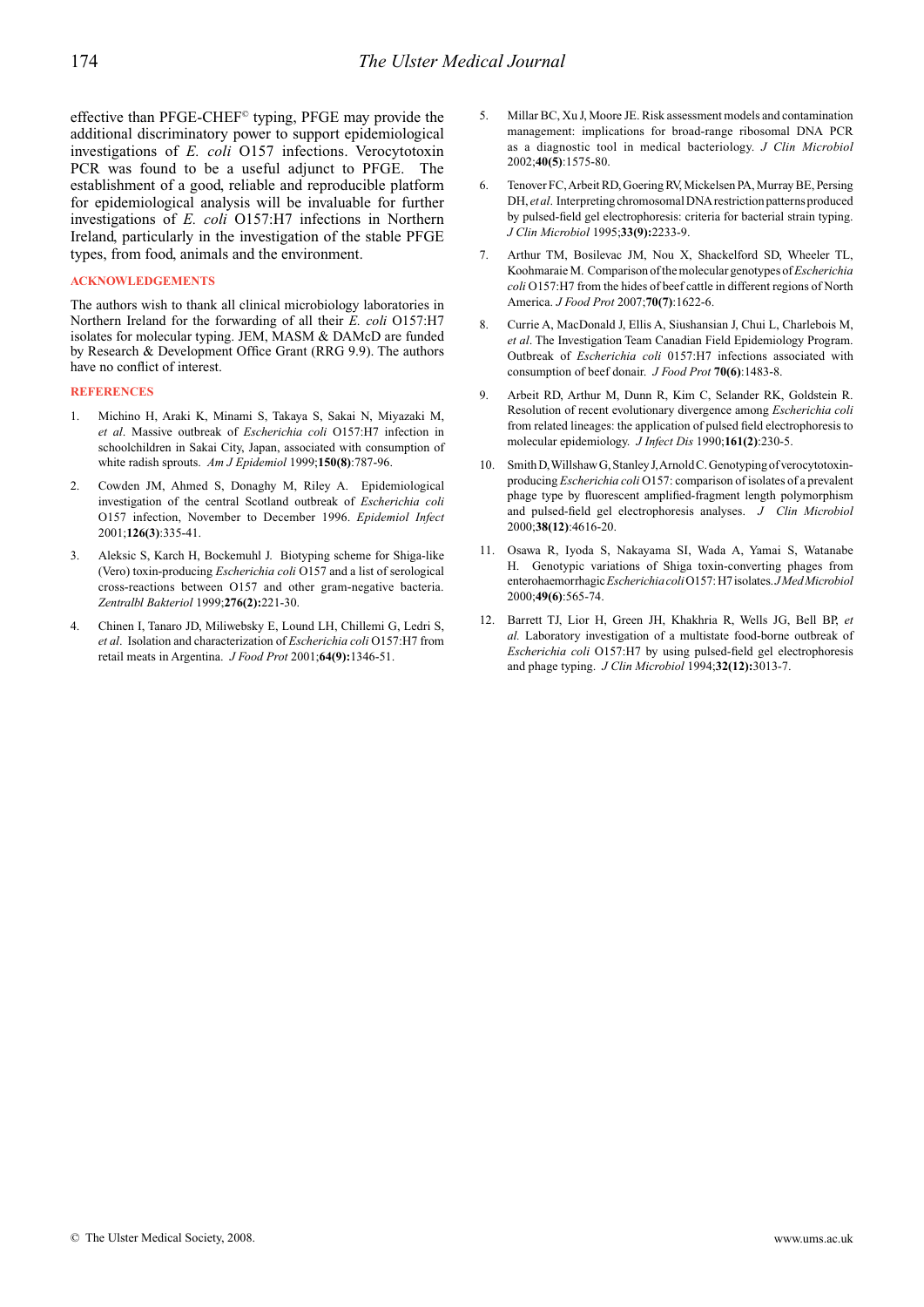effective than PFGE-CHEF© typing, PFGE may provide the additional discriminatory power to support epidemiological investigations of *E. coli* O157 infections. Verocytotoxin PCR was found to be a useful adjunct to PFGE. The establishment of a good, reliable and reproducible platform for epidemiological analysis will be invaluable for further investigations of *E. coli* O157:H7 infections in Northern Ireland, particularly in the investigation of the stable PFGE types, from food, animals and the environment.

## ACKNOWLEDGEMENTS

The authors wish to thank all clinical microbiology laboratories in Northern Ireland for the forwarding of all their *E. coli* O157:H7 isolates for molecular typing. JEM, MASM & DAMcD are funded by Research & Development Office Grant (RRG 9.9). The authors have no conflict of interest.

## REFERENCES

1. Michino H, Araki K, Minami S, Takaya S, Sakai N, Miyazaki M, *et al*. Massive outbreak of *Escherichia coli* O157:H7 infection in schoolchildren in Sakai City, Japan, associated with consumption of white radish sprouts. *Am J Epidemiol* 1999;**150(8)**:787-96.
2. Cowden JM, Ahmed S, Donaghy M, Riley A. Epidemiological investigation of the central Scotland outbreak of *Escherichia coli* O157 infection, November to December 1996. *Epidemiol Infect* 2001;**126(3)**:335-41.
3. Aleksic S, Karch H, Bockemuhl J. Biotyping scheme for Shiga-like (Vero) toxin-producing *Escherichia coli* O157 and a list of serological cross-reactions between O157 and other gram-negative bacteria. *Zentralbl Bakteriol* 1999;**276(2):**221-30.
4. Chinen I, Tanaro JD, Miliwebsky E, Lound LH, Chillemi G, Ledri S, *et al*. Isolation and characterization of *Escherichia coli* O157:H7 from retail meats in Argentina. *J Food Prot* 2001;**64(9):**1346-51.
5. Millar BC, Xu J, Moore JE. Risk assessment models and contamination management: implications for broad-range ribosomal DNA PCR as a diagnostic tool in medical bacteriology. *J Clin Microbiol* 2002;**40(5)**:1575-80.
6. Tenover FC, Arbeit RD, Goering RV, Mickelsen PA, Murray BE, Persing DH, *et al*. Interpreting chromosomal DNA restriction patterns produced by pulsed-field gel electrophoresis: criteria for bacterial strain typing. *J Clin Microbiol* 1995;**33(9):**2233-9.
7. Arthur TM, Bosilevac JM, Nou X, Shackelford SD, Wheeler TL, Koohmaraie M. Comparison of the molecular genotypes of *Escherichia coli* O157:H7 from the hides of beef cattle in different regions of North America. *J Food Prot* 2007;**70(7)**:1622-6.
8. Currie A, MacDonald J, Ellis A, Siushansian J, Chui L, Charlebois M, *et al*. The Investigation Team Canadian Field Epidemiology Program. Outbreak of *Escherichia coli* 0157:H7 infections associated with consumption of beef donair. *J Food Prot* **70(6)**:1483-8.
9. Arbeit RD, Arthur M, Dunn R, Kim C, Selander RK, Goldstein R. Resolution of recent evolutionary divergence among *Escherichia coli* from related lineages: the application of pulsed field electrophoresis to molecular epidemiology. *J Infect Dis* 1990;**161(2)**:230-5.
10. Smith D, Willshaw G, Stanley J, Arnold C. Genotyping of verocytotoxin-producing *Escherichia coli* O157: comparison of isolates of a prevalent phage type by fluorescent amplified-fragment length polymorphism and pulsed-field gel electrophoresis analyses. *J Clin Microbiol* 2000;**38(12)**:4616-20.
11. Osawa R, Iyoda S, Nakayama SI, Wada A, Yamai S, Watanabe H. Genotypic variations of Shiga toxin-converting phages from enterohaemorrhagic *Escherichia coli* O157: H7 isolates. *J Med Microbiol* 2000;**49(6)**:565-74.
12. Barrett TJ, Lior H, Green JH, Khakhria R, Wells JG, Bell BP, *et al.* Laboratory investigation of a multistate food-borne outbreak of *Escherichia coli* O157:H7 by using pulsed-field gel electrophoresis and phage typing. *J Clin Microbiol* 1994;**32(12):**3013-7.

© The Ulster Medical Society, 2008.